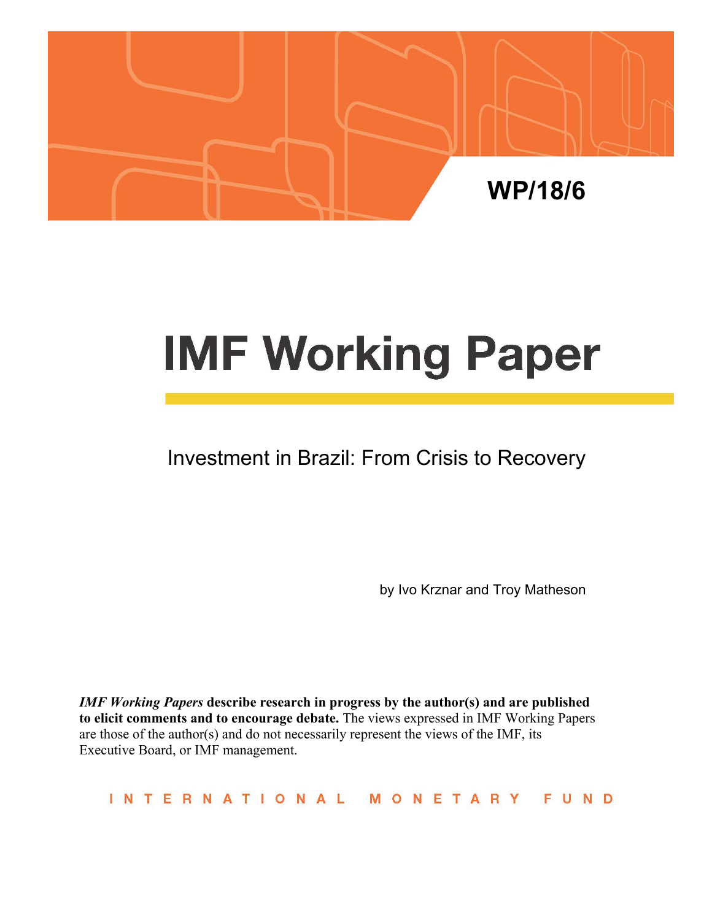WP/18/6

# IMF Working Paper

## Investment in Brazil: From Crisis to Recovery

by Ivo Krznar and Troy Matheson

***IMF Working Papers* describe research in progress by the author(s) and are published to elicit comments and to encourage debate.** The views expressed in IMF Working Papers are those of the author(s) and do not necessarily represent the views of the IMF, its Executive Board, or IMF management.

INTERNATIONAL MONETARY FUND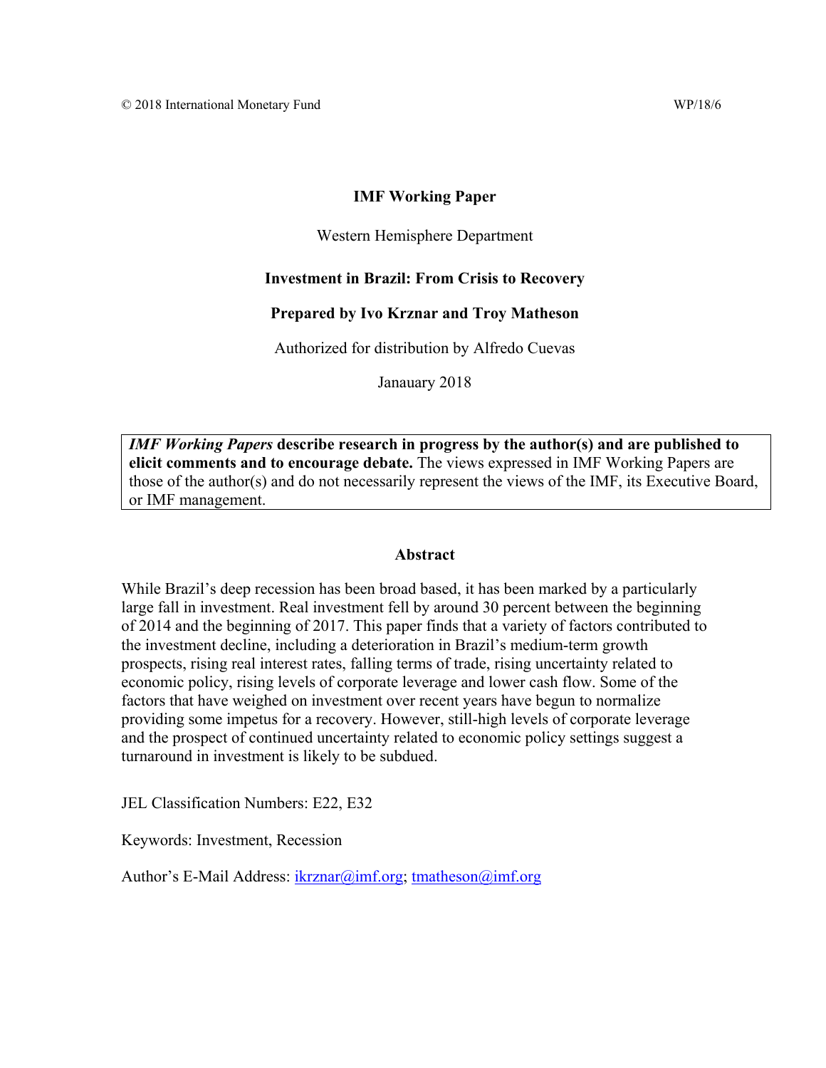© 2018 International Monetary Fund WP/18/6

**IMF Working Paper**

Western Hemisphere Department

**Investment in Brazil: From Crisis to Recovery**

**Prepared by Ivo Krznar and Troy Matheson**

Authorized for distribution by Alfredo Cuevas

Janauary 2018

> ***IMF Working Papers*** **describe research in progress by the author(s) and are published to elicit comments and to encourage debate.** The views expressed in IMF Working Papers are those of the author(s) and do not necessarily represent the views of the IMF, its Executive Board, or IMF management.

**Abstract**

While Brazil's deep recession has been broad based, it has been marked by a particularly large fall in investment. Real investment fell by around 30 percent between the beginning of 2014 and the beginning of 2017. This paper finds that a variety of factors contributed to the investment decline, including a deterioration in Brazil's medium-term growth prospects, rising real interest rates, falling terms of trade, rising uncertainty related to economic policy, rising levels of corporate leverage and lower cash flow. Some of the factors that have weighed on investment over recent years have begun to normalize providing some impetus for a recovery. However, still-high levels of corporate leverage and the prospect of continued uncertainty related to economic policy settings suggest a turnaround in investment is likely to be subdued.

JEL Classification Numbers: E22, E32

Keywords: Investment, Recession

Author's E-Mail Address: ikrznar@imf.org; tmatheson@imf.org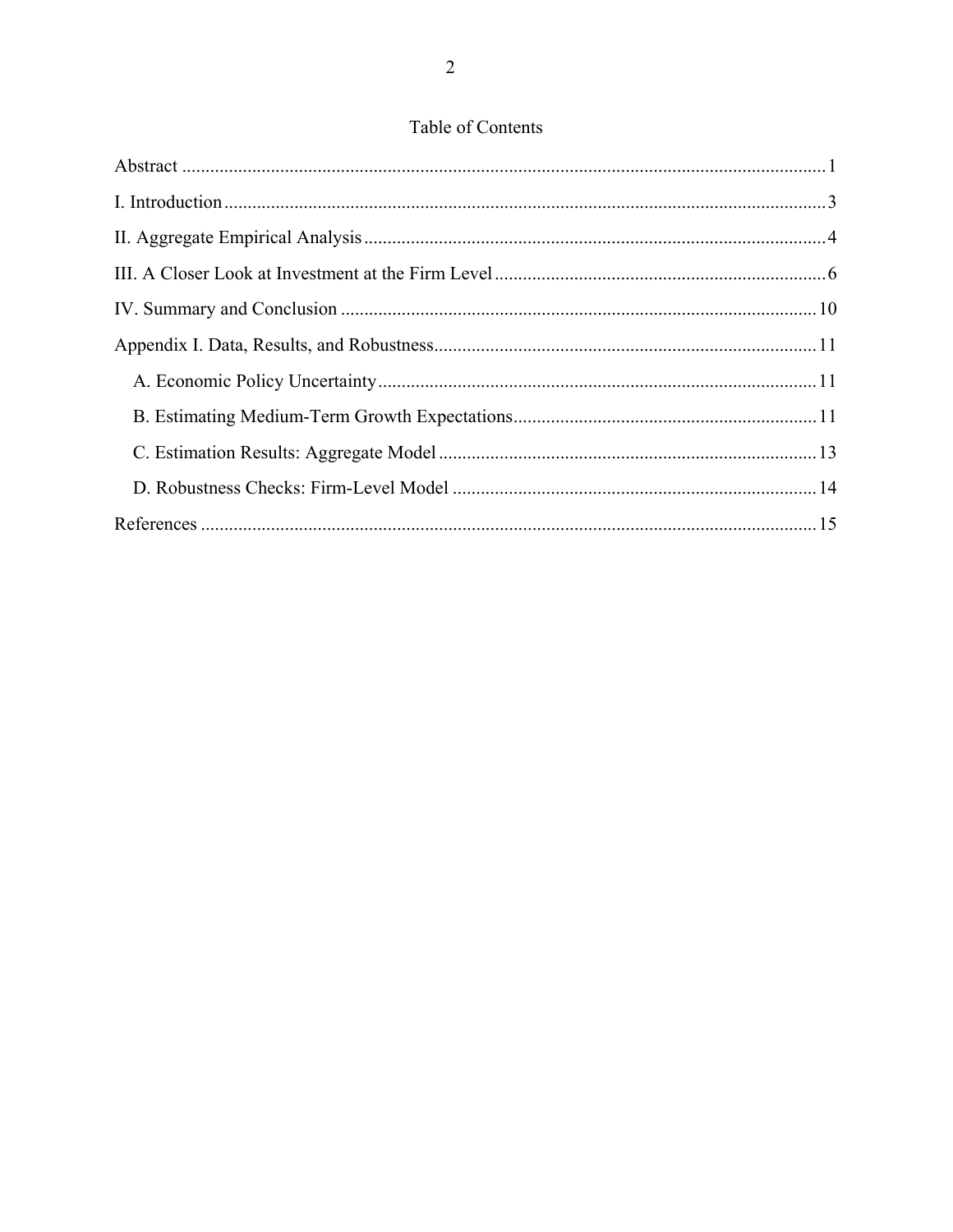# Table of Contents

Abstract ........................................................................................................................................1

I. Introduction ................................................................................................................................3

II. Aggregate Empirical Analysis ..................................................................................................4

III. A Closer Look at Investment at the Firm Level ......................................................................6

IV. Summary and Conclusion .....................................................................................................10

Appendix I. Data, Results, and Robustness.................................................................................11

- A. Economic Policy Uncertainty.............................................................................................11
- B. Estimating Medium-Term Growth Expectations................................................................11
- C. Estimation Results: Aggregate Model ................................................................................13
- D. Robustness Checks: Firm-Level Model .............................................................................14

References ...................................................................................................................................15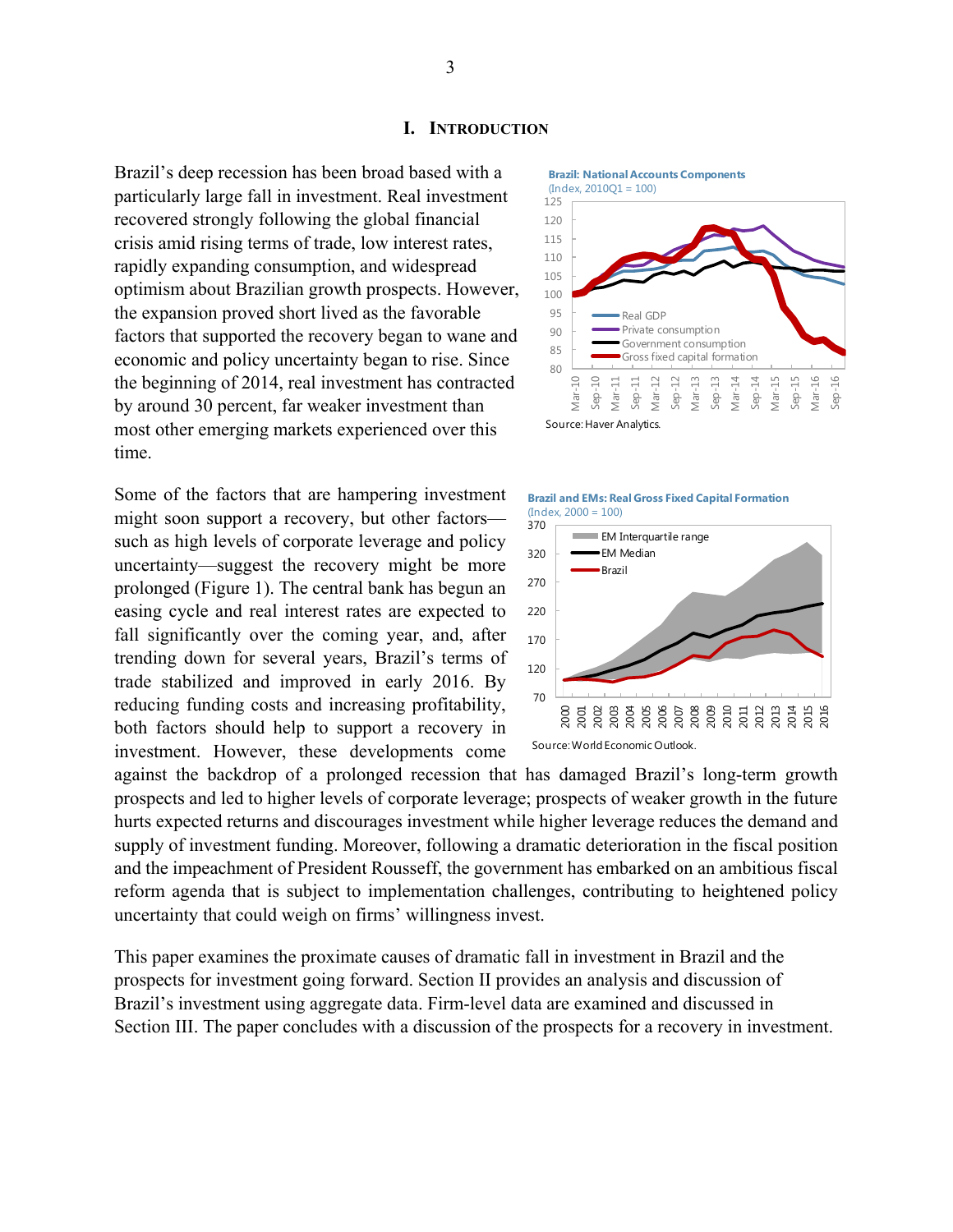# I. Introduction

Brazil's deep recession has been broad based with a particularly large fall in investment. Real investment recovered strongly following the global financial crisis amid rising terms of trade, low interest rates, rapidly expanding consumption, and widespread optimism about Brazilian growth prospects. However, the expansion proved short lived as the favorable factors that supported the recovery began to wane and economic and policy uncertainty began to rise. Since the beginning of 2014, real investment has contracted by around 30 percent, far weaker investment than most other emerging markets experienced over this time.

**Brazil: National Accounts Components**
(Index, 2010Q1 = 100)

Source: Haver Analytics.

Some of the factors that are hampering investment might soon support a recovery, but other factors—such as high levels of corporate leverage and policy uncertainty—suggest the recovery might be more prolonged (Figure 1). The central bank has begun an easing cycle and real interest rates are expected to fall significantly over the coming year, and, after trending down for several years, Brazil's terms of trade stabilized and improved in early 2016. By reducing funding costs and increasing profitability, both factors should help to support a recovery in investment. However, these developments come against the backdrop of a prolonged recession that has damaged Brazil's long-term growth prospects and led to higher levels of corporate leverage; prospects of weaker growth in the future hurts expected returns and discourages investment while higher leverage reduces the demand and supply of investment funding. Moreover, following a dramatic deterioration in the fiscal position and the impeachment of President Rousseff, the government has embarked on an ambitious fiscal reform agenda that is subject to implementation challenges, contributing to heightened policy uncertainty that could weigh on firms' willingness invest.

**Brazil and EMs: Real Gross Fixed Capital Formation**
(Index, 2000 = 100)

Source: World Economic Outlook.

This paper examines the proximate causes of dramatic fall in investment in Brazil and the prospects for investment going forward. Section II provides an analysis and discussion of Brazil's investment using aggregate data. Firm-level data are examined and discussed in Section III. The paper concludes with a discussion of the prospects for a recovery in investment.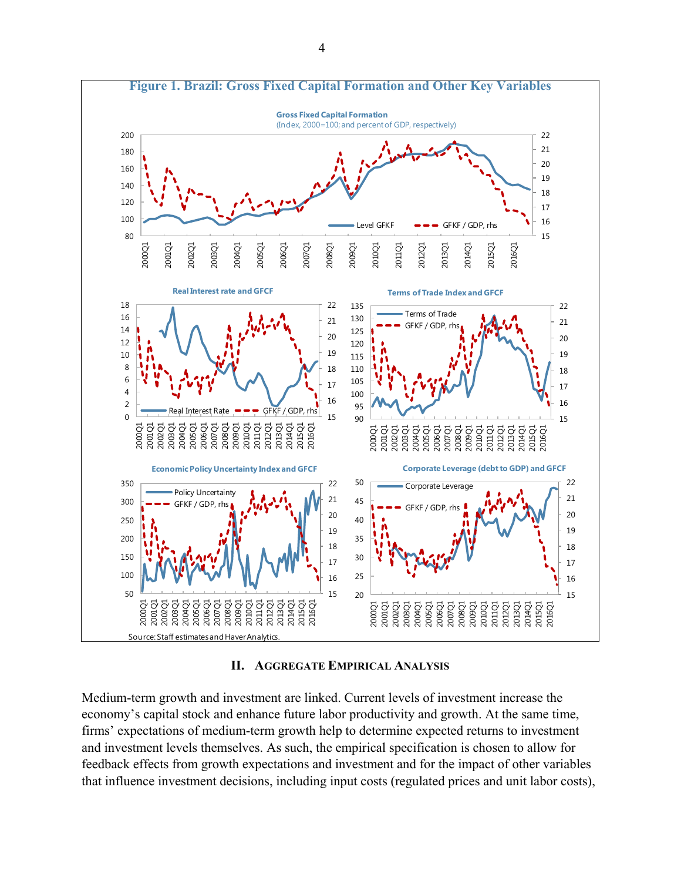**Figure 1. Brazil: Gross Fixed Capital Formation and Other Key Variables**

Source: Staff estimates and Haver Analytics.

## II. Aggregate Empirical Analysis

Medium-term growth and investment are linked. Current levels of investment increase the economy's capital stock and enhance future labor productivity and growth. At the same time, firms' expectations of medium-term growth help to determine expected returns to investment and investment levels themselves. As such, the empirical specification is chosen to allow for feedback effects from growth expectations and investment and for the impact of other variables that influence investment decisions, including input costs (regulated prices and unit labor costs),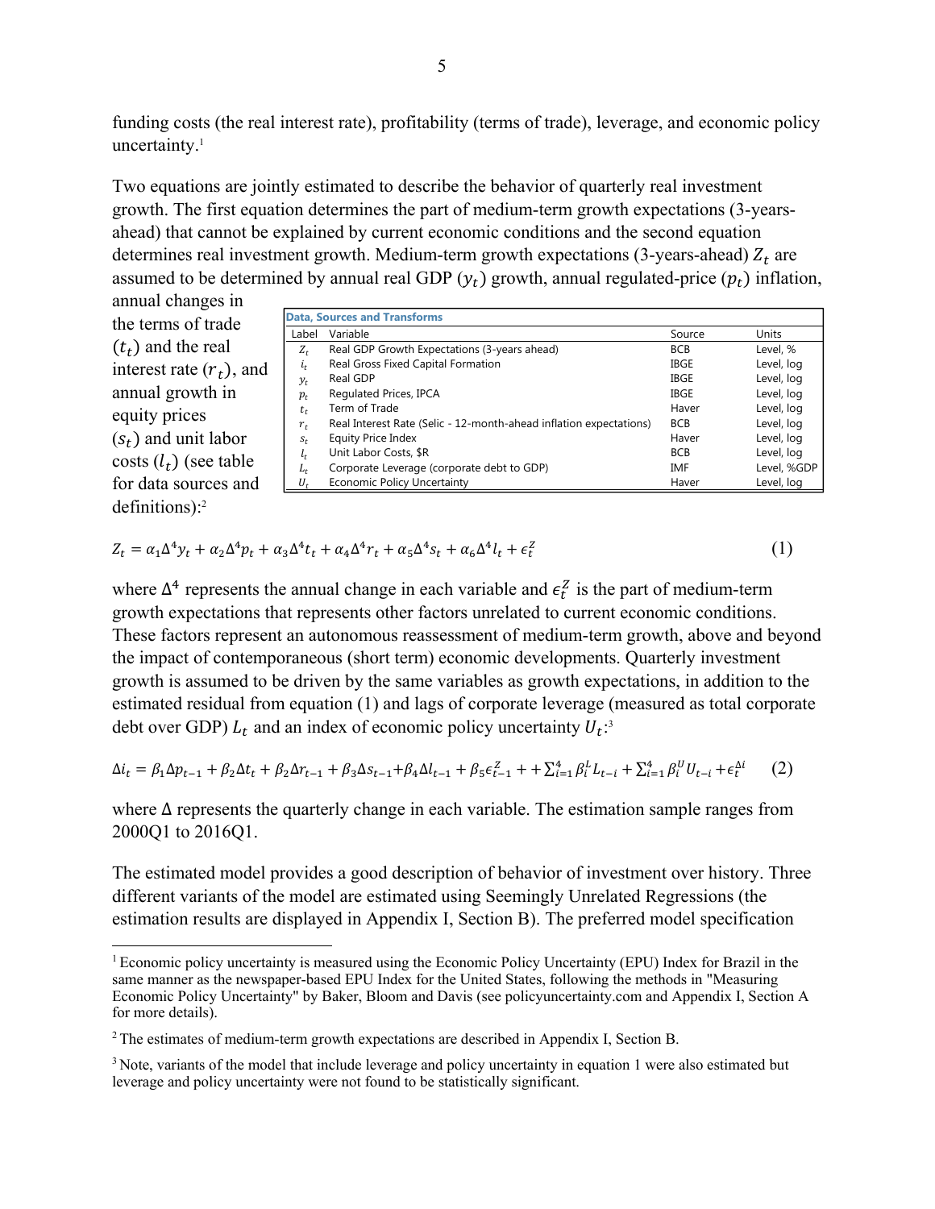funding costs (the real interest rate), profitability (terms of trade), leverage, and economic policy uncertainty.[1]

Two equations are jointly estimated to describe the behavior of quarterly real investment growth. The first equation determines the part of medium-term growth expectations (3-years-ahead) that cannot be explained by current economic conditions and the second equation determines real investment growth. Medium-term growth expectations (3-years-ahead) $Z_t$ are assumed to be determined by annual real GDP ($y_t$) growth, annual regulated-price ($p_t$) inflation, annual changes in the terms of trade ($t_t$) and the real interest rate ($r_t$), and annual growth in equity prices ($s_t$) and unit labor costs ($l_t$) (see table for data sources and definitions):[2]

**Data, Sources and Transforms**

| Label | Variable | Source | Units |
| --- | --- | --- | --- |
| $Z_t$ | Real GDP Growth Expectations (3-years ahead) | BCB | Level, % |
| $i_t$ | Real Gross Fixed Capital Formation | IBGE | Level, log |
| $y_t$ | Real GDP | IBGE | Level, log |
| $p_t$ | Regulated Prices, IPCA | IBGE | Level, log |
| $t_t$ | Term of Trade | Haver | Level, log |
| $r_t$ | Real Interest Rate (Selic - 12-month-ahead inflation expectations) | BCB | Level, log |
| $s_t$ | Equity Price Index | Haver | Level, log |
| $l_t$ | Unit Labor Costs, $R | BCB | Level, log |
| $L_t$ | Corporate Leverage (corporate debt to GDP) | IMF | Level, %GDP |
| $U_t$ | Economic Policy Uncertainty | Haver | Level, log |

$$Z_t = \alpha_1 \Delta^4 y_t + \alpha_2 \Delta^4 p_t + \alpha_3 \Delta^4 t_t + \alpha_4 \Delta^4 r_t + \alpha_5 \Delta^4 s_t + \alpha_6 \Delta^4 l_t + \epsilon_t^Z \qquad (1)$$

where $\Delta^4$ represents the annual change in each variable and $\epsilon_t^Z$ is the part of medium-term growth expectations that represents other factors unrelated to current economic conditions. These factors represent an autonomous reassessment of medium-term growth, above and beyond the impact of contemporaneous (short term) economic developments. Quarterly investment growth is assumed to be driven by the same variables as growth expectations, in addition to the estimated residual from equation (1) and lags of corporate leverage (measured as total corporate debt over GDP) $L_t$ and an index of economic policy uncertainty $U_t$:[3]

$$\Delta i_t = \beta_1 \Delta p_{t-1} + \beta_2 \Delta t_t + \beta_2 \Delta r_{t-1} + \beta_3 \Delta s_{t-1} + \beta_4 \Delta l_{t-1} + \beta_5 \epsilon_{t-1}^Z + + \sum_{i=1}^{4} \beta_i^L L_{t-i} + \sum_{i=1}^{4} \beta_i^U U_{t-i} + \epsilon_t^{\Delta i} \qquad (2)$$

where $\Delta$ represents the quarterly change in each variable. The estimation sample ranges from 2000Q1 to 2016Q1.

The estimated model provides a good description of behavior of investment over history. Three different variants of the model are estimated using Seemingly Unrelated Regressions (the estimation results are displayed in Appendix I, Section B). The preferred model specification

---

[1] Economic policy uncertainty is measured using the Economic Policy Uncertainty (EPU) Index for Brazil in the same manner as the newspaper-based EPU Index for the United States, following the methods in "Measuring Economic Policy Uncertainty" by Baker, Bloom and Davis (see policyuncertainty.com and Appendix I, Section A for more details).

[2] The estimates of medium-term growth expectations are described in Appendix I, Section B.

[3] Note, variants of the model that include leverage and policy uncertainty in equation 1 were also estimated but leverage and policy uncertainty were not found to be statistically significant.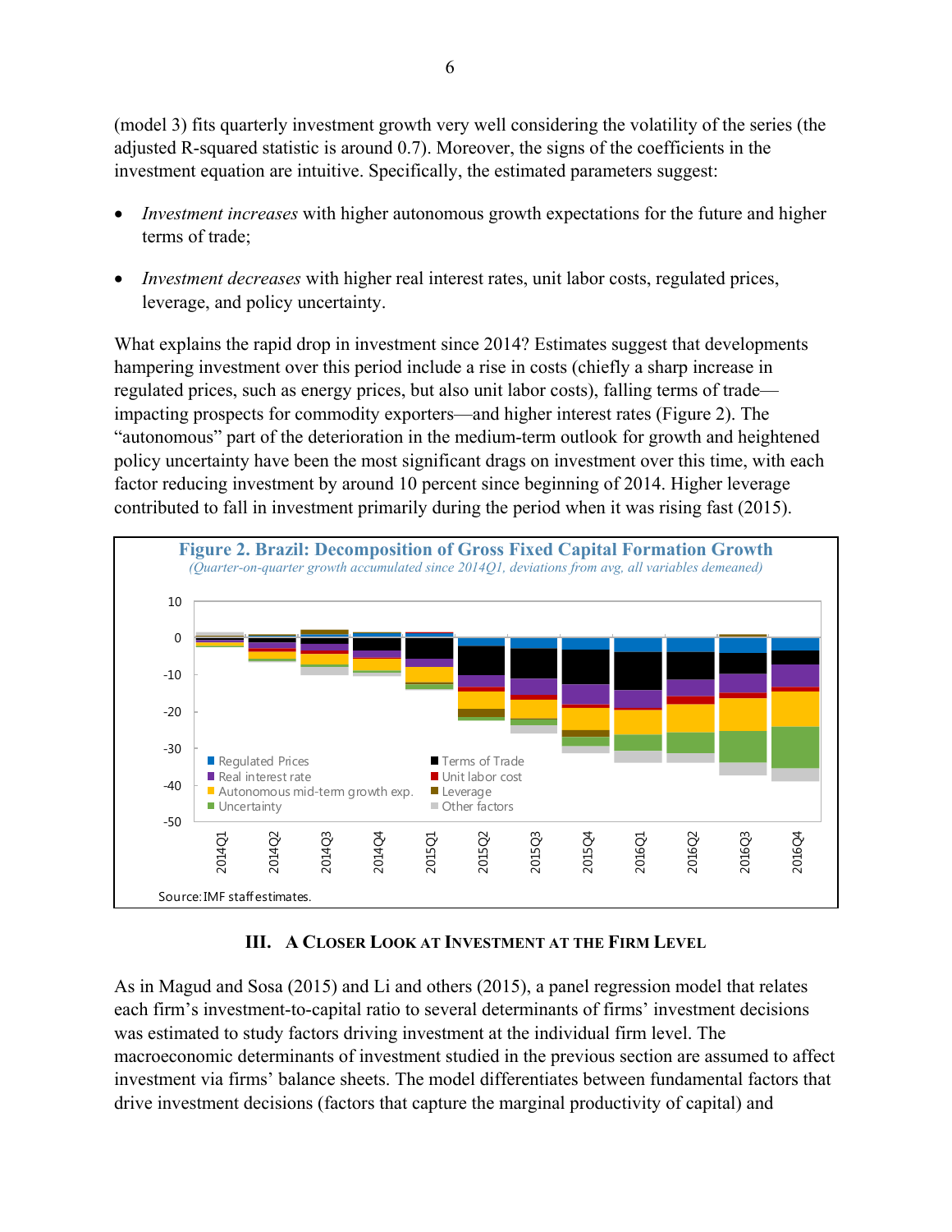(model 3) fits quarterly investment growth very well considering the volatility of the series (the adjusted R-squared statistic is around 0.7). Moreover, the signs of the coefficients in the investment equation are intuitive. Specifically, the estimated parameters suggest:

- *Investment increases* with higher autonomous growth expectations for the future and higher terms of trade;
- *Investment decreases* with higher real interest rates, unit labor costs, regulated prices, leverage, and policy uncertainty.

What explains the rapid drop in investment since 2014? Estimates suggest that developments hampering investment over this period include a rise in costs (chiefly a sharp increase in regulated prices, such as energy prices, but also unit labor costs), falling terms of trade—impacting prospects for commodity exporters—and higher interest rates (Figure 2). The "autonomous" part of the deterioration in the medium-term outlook for growth and heightened policy uncertainty have been the most significant drags on investment over this time, with each factor reducing investment by around 10 percent since beginning of 2014. Higher leverage contributed to fall in investment primarily during the period when it was rising fast (2015).

**Figure 2. Brazil: Decomposition of Gross Fixed Capital Formation Growth**
*(Quarter-on-quarter growth accumulated since 2014Q1, deviations from avg, all variables demeaned)*

Source: IMF staff estimates.

## III. A Closer Look at Investment at the Firm Level

As in Magud and Sosa (2015) and Li and others (2015), a panel regression model that relates each firm's investment-to-capital ratio to several determinants of firms' investment decisions was estimated to study factors driving investment at the individual firm level. The macroeconomic determinants of investment studied in the previous section are assumed to affect investment via firms' balance sheets. The model differentiates between fundamental factors that drive investment decisions (factors that capture the marginal productivity of capital) and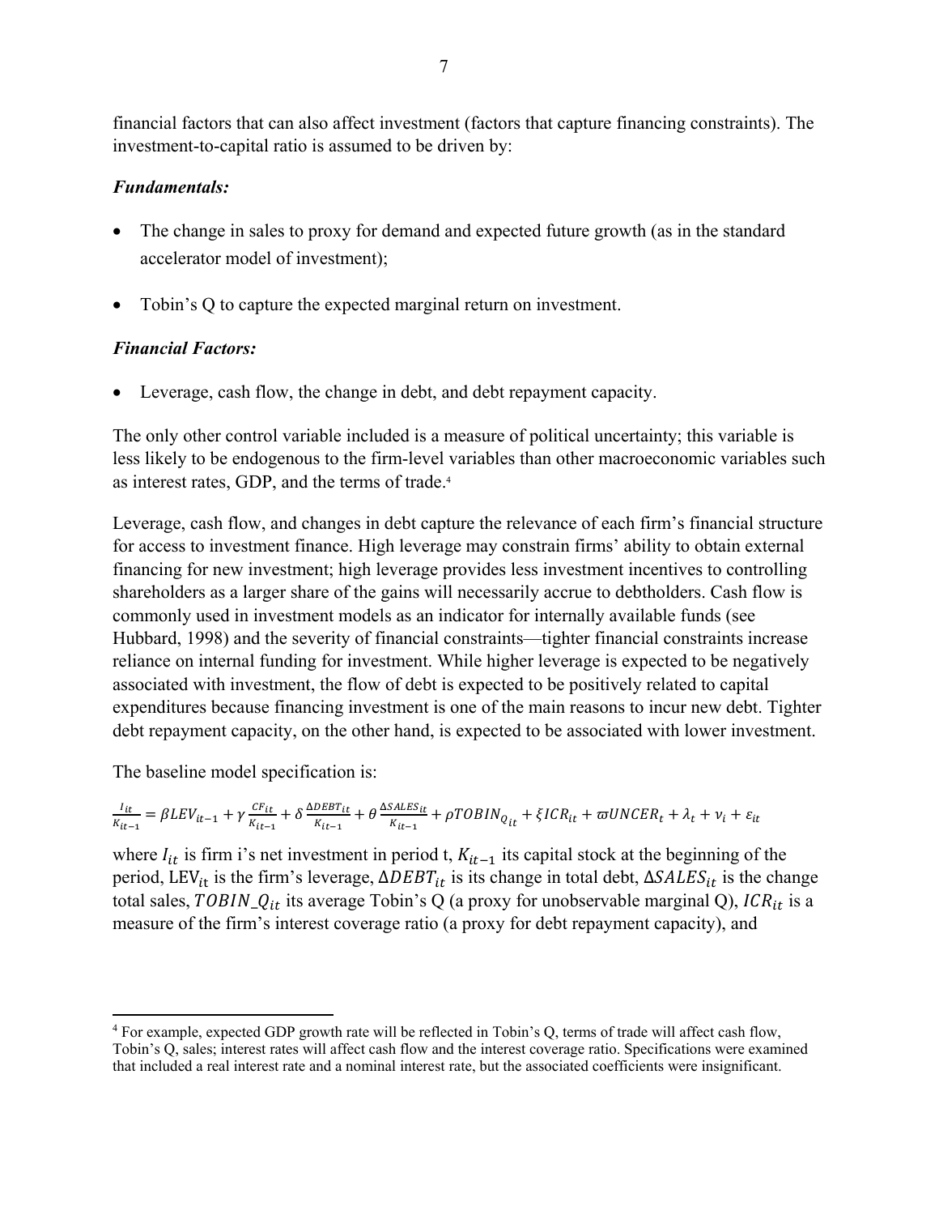financial factors that can also affect investment (factors that capture financing constraints). The investment-to-capital ratio is assumed to be driven by:

***Fundamentals:***

- The change in sales to proxy for demand and expected future growth (as in the standard accelerator model of investment);
- Tobin's Q to capture the expected marginal return on investment.

***Financial Factors:***

- Leverage, cash flow, the change in debt, and debt repayment capacity.

The only other control variable included is a measure of political uncertainty; this variable is less likely to be endogenous to the firm-level variables than other macroeconomic variables such as interest rates, GDP, and the terms of trade.[4]

Leverage, cash flow, and changes in debt capture the relevance of each firm's financial structure for access to investment finance. High leverage may constrain firms' ability to obtain external financing for new investment; high leverage provides less investment incentives to controlling shareholders as a larger share of the gains will necessarily accrue to debtholders. Cash flow is commonly used in investment models as an indicator for internally available funds (see Hubbard, 1998) and the severity of financial constraints—tighter financial constraints increase reliance on internal funding for investment. While higher leverage is expected to be negatively associated with investment, the flow of debt is expected to be positively related to capital expenditures because financing investment is one of the main reasons to incur new debt. Tighter debt repayment capacity, on the other hand, is expected to be associated with lower investment.

The baseline model specification is:

$$\frac{I_{it}}{K_{it-1}} = \beta LEV_{it-1} + \gamma \frac{CF_{it}}{K_{it-1}} + \delta \frac{\Delta DEBT_{it}}{K_{it-1}} + \theta \frac{\Delta SALES_{it}}{K_{it-1}} + \rho TOBIN_{Q_{it}} + \xi ICR_{it} + \varpi UNCER_t + \lambda_t + \nu_i + \varepsilon_{it}$$

where $I_{it}$ is firm i's net investment in period t, $K_{it-1}$ its capital stock at the beginning of the period, $\text{LEV}_{it}$ is the firm's leverage, $\Delta DEBT_{it}$ is its change in total debt, $\Delta SALES_{it}$ is the change total sales, $TOBIN\_Q_{it}$ its average Tobin's Q (a proxy for unobservable marginal Q), $ICR_{it}$ is a measure of the firm's interest coverage ratio (a proxy for debt repayment capacity), and

[4] For example, expected GDP growth rate will be reflected in Tobin's Q, terms of trade will affect cash flow, Tobin's Q, sales; interest rates will affect cash flow and the interest coverage ratio. Specifications were examined that included a real interest rate and a nominal interest rate, but the associated coefficients were insignificant.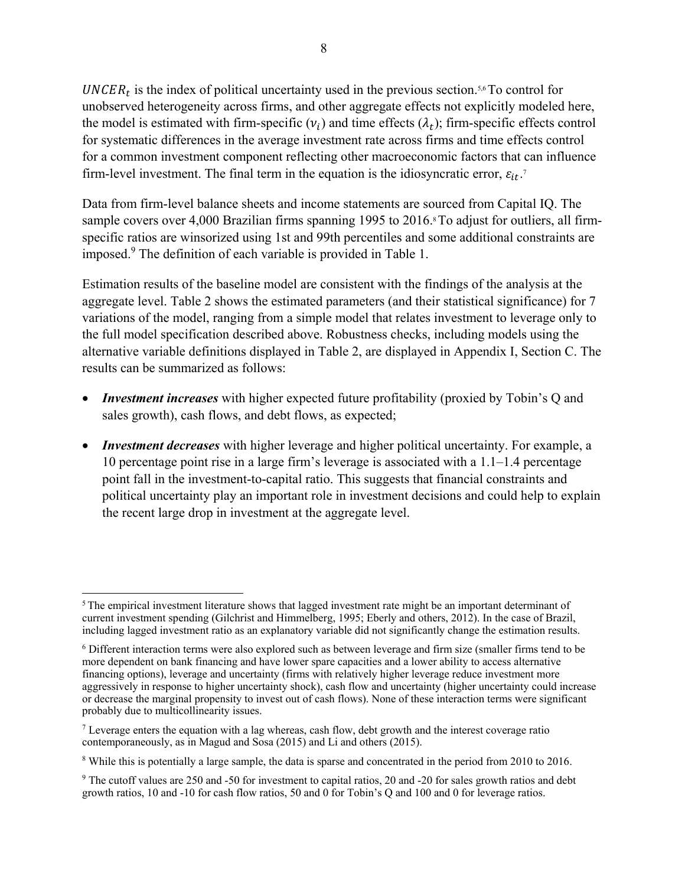$UNCER_t$ is the index of political uncertainty used in the previous section.[5,6] To control for unobserved heterogeneity across firms, and other aggregate effects not explicitly modeled here, the model is estimated with firm-specific ($\nu_i$) and time effects ($\lambda_t$); firm-specific effects control for systematic differences in the average investment rate across firms and time effects control for a common investment component reflecting other macroeconomic factors that can influence firm-level investment. The final term in the equation is the idiosyncratic error, $\varepsilon_{it}$.[7]

Data from firm-level balance sheets and income statements are sourced from Capital IQ. The sample covers over 4,000 Brazilian firms spanning 1995 to 2016.[8] To adjust for outliers, all firm-specific ratios are winsorized using 1st and 99th percentiles and some additional constraints are imposed.[9] The definition of each variable is provided in Table 1.

Estimation results of the baseline model are consistent with the findings of the analysis at the aggregate level. Table 2 shows the estimated parameters (and their statistical significance) for 7 variations of the model, ranging from a simple model that relates investment to leverage only to the full model specification described above. Robustness checks, including models using the alternative variable definitions displayed in Table 2, are displayed in Appendix I, Section C. The results can be summarized as follows:

- ***Investment increases*** with higher expected future profitability (proxied by Tobin's Q and sales growth), cash flows, and debt flows, as expected;
- ***Investment decreases*** with higher leverage and higher political uncertainty. For example, a 10 percentage point rise in a large firm's leverage is associated with a 1.1–1.4 percentage point fall in the investment-to-capital ratio. This suggests that financial constraints and political uncertainty play an important role in investment decisions and could help to explain the recent large drop in investment at the aggregate level.

---

[5] The empirical investment literature shows that lagged investment rate might be an important determinant of current investment spending (Gilchrist and Himmelberg, 1995; Eberly and others, 2012). In the case of Brazil, including lagged investment ratio as an explanatory variable did not significantly change the estimation results.

[6] Different interaction terms were also explored such as between leverage and firm size (smaller firms tend to be more dependent on bank financing and have lower spare capacities and a lower ability to access alternative financing options), leverage and uncertainty (firms with relatively higher leverage reduce investment more aggressively in response to higher uncertainty shock), cash flow and uncertainty (higher uncertainty could increase or decrease the marginal propensity to invest out of cash flows). None of these interaction terms were significant probably due to multicollinearity issues.

[7] Leverage enters the equation with a lag whereas, cash flow, debt growth and the interest coverage ratio contemporaneously, as in Magud and Sosa (2015) and Li and others (2015).

[8] While this is potentially a large sample, the data is sparse and concentrated in the period from 2010 to 2016.

[9] The cutoff values are 250 and -50 for investment to capital ratios, 20 and -20 for sales growth ratios and debt growth ratios, 10 and -10 for cash flow ratios, 50 and 0 for Tobin's Q and 100 and 0 for leverage ratios.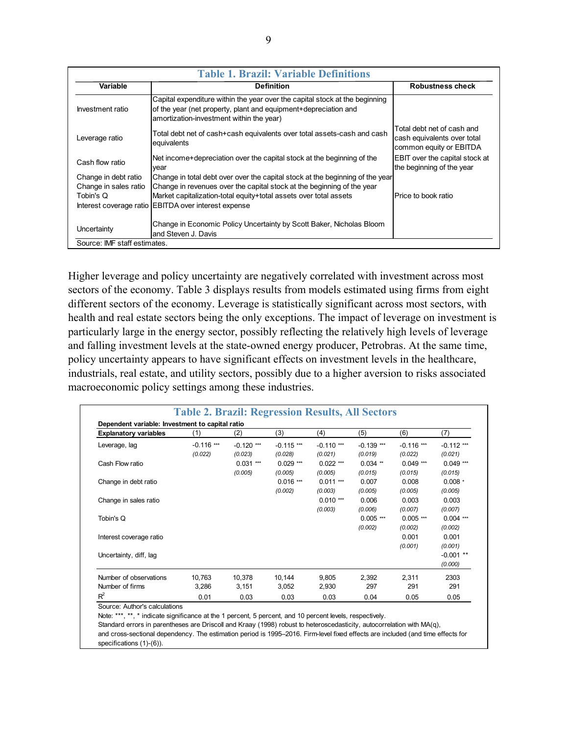**Table 1. Brazil: Variable Definitions**

| Variable | Definition | Robustness check |
|---|---|---|
| Investment ratio | Capital expenditure within the year over the capital stock at the beginning of the year (net property, plant and equipment+depreciation and amortization-investment within the year) | |
| Leverage ratio | Total debt net of cash+cash equivalents over total assets-cash and cash equivalents | Total debt net of cash and cash equivalents over total common equity or EBITDA |
| Cash flow ratio | Net income+depreciation over the capital stock at the beginning of the year | EBIT over the capital stock at the beginning of the year |
| Change in debt ratio | Change in total debt over over the capital stock at the beginning of the year | |
| Change in sales ratio | Change in revenues over the capital stock at the beginning of the year | |
| Tobin's Q | Market capitalization-total equity+total assets over total assets | Price to book ratio |
| Interest coverage ratio | EBITDA over interest expense | |
| Uncertainty | Change in Economic Policy Uncertainty by Scott Baker, Nicholas Bloom and Steven J. Davis | |

Source: IMF staff estimates.

Higher leverage and policy uncertainty are negatively correlated with investment across most sectors of the economy. Table 3 displays results from models estimated using firms from eight different sectors of the economy. Leverage is statistically significant across most sectors, with health and real estate sectors being the only exceptions. The impact of leverage on investment is particularly large in the energy sector, possibly reflecting the relatively high levels of leverage and falling investment levels at the state-owned energy producer, Petrobras. At the same time, policy uncertainty appears to have significant effects on investment levels in the healthcare, industrials, real estate, and utility sectors, possibly due to a higher aversion to risks associated macroeconomic policy settings among these industries.

**Table 2. Brazil: Regression Results, All Sectors**

Dependent variable: Investment to capital ratio

| Explanatory variables | (1) | (2) | (3) | (4) | (5) | (6) | (7) |
|---|---|---|---|---|---|---|---|
| Leverage, lag | -0.116 *** | -0.120 *** | -0.115 *** | -0.110 *** | -0.139 *** | -0.116 *** | -0.112 *** |
| | *(0.022)* | *(0.023)* | *(0.028)* | *(0.021)* | *(0.019)* | *(0.022)* | *(0.021)* |
| Cash Flow ratio | | 0.031 *** | 0.029 *** | 0.022 *** | 0.034 ** | 0.049 *** | 0.049 *** |
| | | *(0.005)* | *(0.005)* | *(0.005)* | *(0.015)* | *(0.015)* | *(0.015)* |
| Change in debt ratio | | | 0.016 *** | 0.011 *** | 0.007 | 0.008 | 0.008 * |
| | | | *(0.002)* | *(0.003)* | *(0.005)* | *(0.005)* | *(0.005)* |
| Change in sales ratio | | | | 0.010 *** | 0.006 | 0.003 | 0.003 |
| | | | | *(0.003)* | *(0.006)* | *(0.007)* | *(0.007)* |
| Tobin's Q | | | | | 0.005 *** | 0.005 *** | 0.004 *** |
| | | | | | *(0.002)* | *(0.002)* | *(0.002)* |
| Interest coverage ratio | | | | | | 0.001 | 0.001 |
| | | | | | | *(0.001)* | *(0.001)* |
| Uncertainty, diff, lag | | | | | | | -0.001 ** |
| | | | | | | | *(0.000)* |
| Number of observations | 10,763 | 10,378 | 10,144 | 9,805 | 2,392 | 2,311 | 2303 |
| Number of firms | 3,286 | 3,151 | 3,052 | 2,930 | 297 | 291 | 291 |
| $R^2$ | 0.01 | 0.03 | 0.03 | 0.03 | 0.04 | 0.05 | 0.05 |

Source: Author's calculations

Note: ***, **, * indicate significance at the 1 percent, 5 percent, and 10 percent levels, respectively.
Standard errors in parentheses are Driscoll and Kraay (1998) robust to heteroscedasticity, autocorrelation with MA(q), and cross-sectional dependency. The estimation period is 1995–2016. Firm-level fixed effects are included (and time effects for specifications (1)-(6)).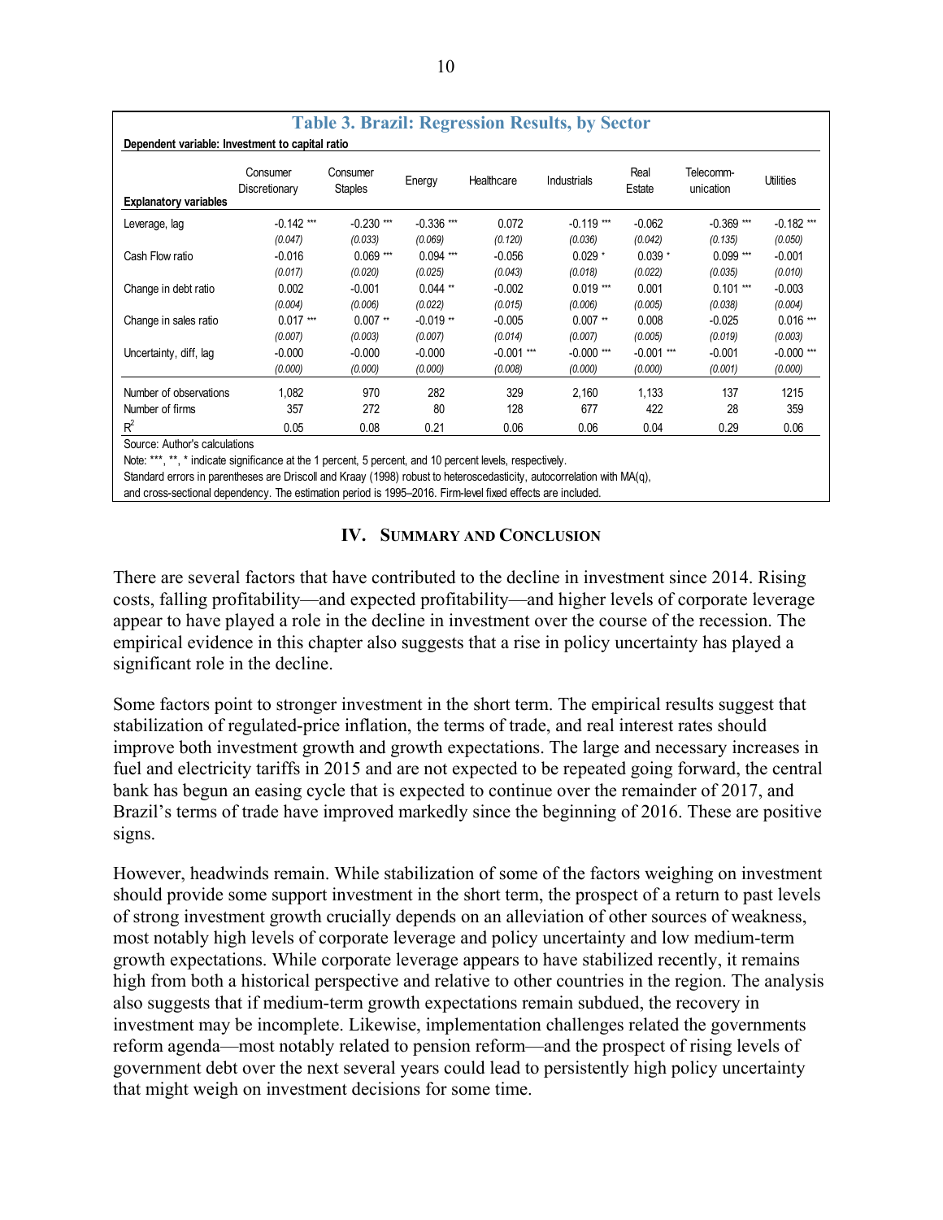**Table 3. Brazil: Regression Results, by Sector**

Dependent variable: Investment to capital ratio

| Explanatory variables | Consumer Discretionary | Consumer Staples | Energy | Healthcare | Industrials | Real Estate | Telecomm-unication | Utilities |
|---|---|---|---|---|---|---|---|---|
| Leverage, lag | -0.142 *** | -0.230 *** | -0.336 *** | 0.072 | -0.119 *** | -0.062 | -0.369 *** | -0.182 *** |
| | *(0.047)* | *(0.033)* | *(0.069)* | *(0.120)* | *(0.036)* | *(0.042)* | *(0.135)* | *(0.050)* |
| Cash Flow ratio | -0.016 | 0.069 *** | 0.094 *** | -0.056 | 0.029 * | 0.039 * | 0.099 *** | -0.001 |
| | *(0.017)* | *(0.020)* | *(0.025)* | *(0.043)* | *(0.018)* | *(0.022)* | *(0.035)* | *(0.010)* |
| Change in debt ratio | 0.002 | -0.001 | 0.044 ** | -0.002 | 0.019 *** | 0.001 | 0.101 *** | -0.003 |
| | *(0.004)* | *(0.006)* | *(0.022)* | *(0.015)* | *(0.006)* | *(0.005)* | *(0.038)* | *(0.004)* |
| Change in sales ratio | 0.017 *** | 0.007 ** | -0.019 ** | -0.005 | 0.007 ** | 0.008 | -0.025 | 0.016 *** |
| | *(0.007)* | *(0.003)* | *(0.007)* | *(0.014)* | *(0.007)* | *(0.005)* | *(0.019)* | *(0.003)* |
| Uncertainty, diff, lag | -0.000 | -0.000 | -0.000 | -0.001 *** | -0.000 *** | -0.001 *** | -0.001 | -0.000 *** |
| | *(0.000)* | *(0.000)* | *(0.000)* | *(0.008)* | *(0.000)* | *(0.000)* | *(0.001)* | *(0.000)* |
| Number of observations | 1,082 | 970 | 282 | 329 | 2,160 | 1,133 | 137 | 1215 |
| Number of firms | 357 | 272 | 80 | 128 | 677 | 422 | 28 | 359 |
| $R^2$ | 0.05 | 0.08 | 0.21 | 0.06 | 0.06 | 0.04 | 0.29 | 0.06 |

Source: Author's calculations

Note: ***, **, * indicate significance at the 1 percent, 5 percent, and 10 percent levels, respectively.

Standard errors in parentheses are Driscoll and Kraay (1998) robust to heteroscedasticity, autocorrelation with MA(q), and cross-sectional dependency. The estimation period is 1995–2016. Firm-level fixed effects are included.

## IV. Summary and Conclusion

There are several factors that have contributed to the decline in investment since 2014. Rising costs, falling profitability—and expected profitability—and higher levels of corporate leverage appear to have played a role in the decline in investment over the course of the recession. The empirical evidence in this chapter also suggests that a rise in policy uncertainty has played a significant role in the decline.

Some factors point to stronger investment in the short term. The empirical results suggest that stabilization of regulated-price inflation, the terms of trade, and real interest rates should improve both investment growth and growth expectations. The large and necessary increases in fuel and electricity tariffs in 2015 and are not expected to be repeated going forward, the central bank has begun an easing cycle that is expected to continue over the remainder of 2017, and Brazil's terms of trade have improved markedly since the beginning of 2016. These are positive signs.

However, headwinds remain. While stabilization of some of the factors weighing on investment should provide some support investment in the short term, the prospect of a return to past levels of strong investment growth crucially depends on an alleviation of other sources of weakness, most notably high levels of corporate leverage and policy uncertainty and low medium-term growth expectations. While corporate leverage appears to have stabilized recently, it remains high from both a historical perspective and relative to other countries in the region. The analysis also suggests that if medium-term growth expectations remain subdued, the recovery in investment may be incomplete. Likewise, implementation challenges related the governments reform agenda—most notably related to pension reform—and the prospect of rising levels of government debt over the next several years could lead to persistently high policy uncertainty that might weigh on investment decisions for some time.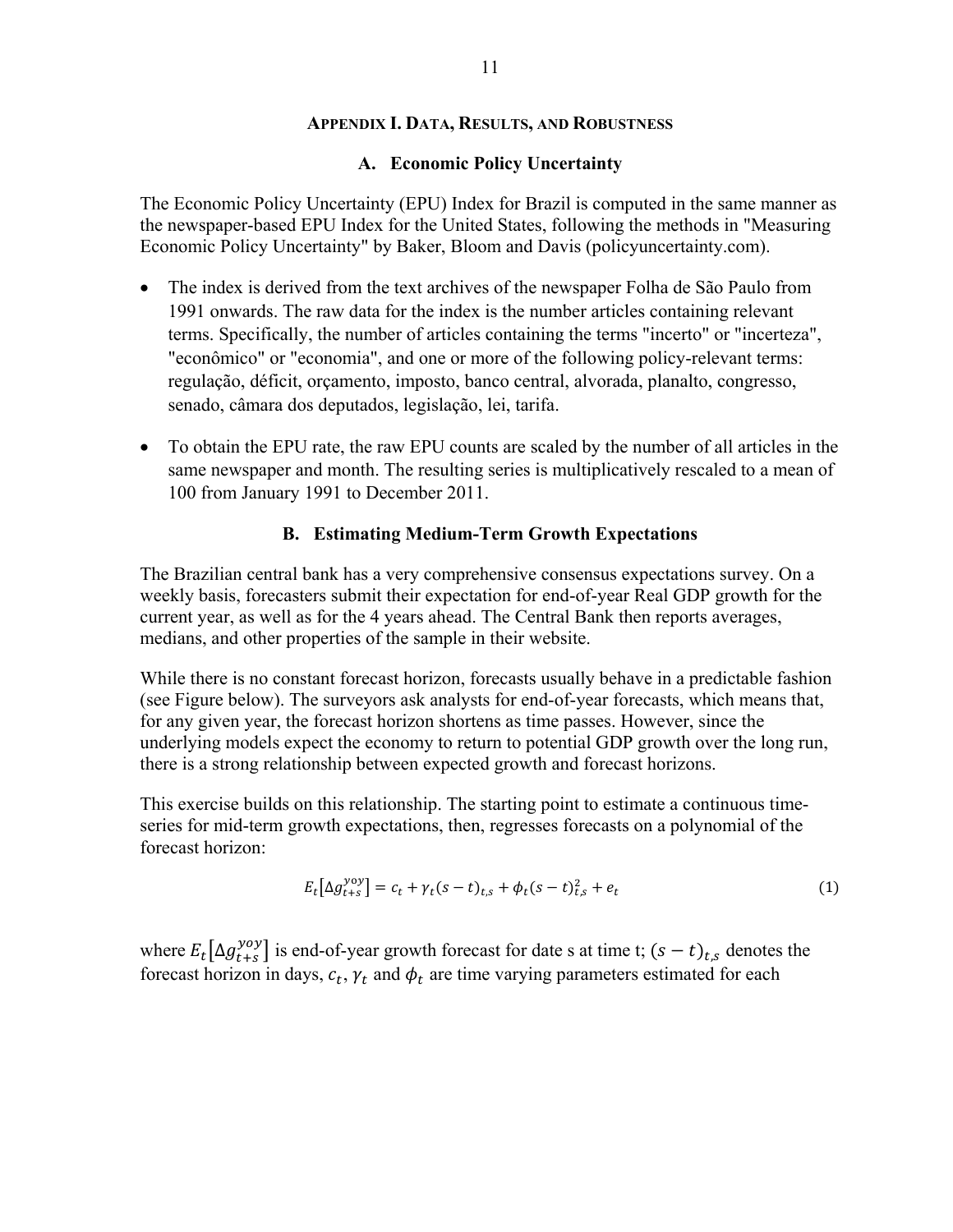## Appendix I. Data, Results, and Robustness

### A. Economic Policy Uncertainty

The Economic Policy Uncertainty (EPU) Index for Brazil is computed in the same manner as the newspaper-based EPU Index for the United States, following the methods in "Measuring Economic Policy Uncertainty" by Baker, Bloom and Davis (policyuncertainty.com).

- The index is derived from the text archives of the newspaper Folha de São Paulo from 1991 onwards. The raw data for the index is the number articles containing relevant terms. Specifically, the number of articles containing the terms "incerto" or "incerteza", "econômico" or "economia", and one or more of the following policy-relevant terms: regulação, déficit, orçamento, imposto, banco central, alvorada, planalto, congresso, senado, câmara dos deputados, legislação, lei, tarifa.
- To obtain the EPU rate, the raw EPU counts are scaled by the number of all articles in the same newspaper and month. The resulting series is multiplicatively rescaled to a mean of 100 from January 1991 to December 2011.

### B. Estimating Medium-Term Growth Expectations

The Brazilian central bank has a very comprehensive consensus expectations survey. On a weekly basis, forecasters submit their expectation for end-of-year Real GDP growth for the current year, as well as for the 4 years ahead. The Central Bank then reports averages, medians, and other properties of the sample in their website.

While there is no constant forecast horizon, forecasts usually behave in a predictable fashion (see Figure below). The surveyors ask analysts for end-of-year forecasts, which means that, for any given year, the forecast horizon shortens as time passes. However, since the underlying models expect the economy to return to potential GDP growth over the long run, there is a strong relationship between expected growth and forecast horizons.

This exercise builds on this relationship. The starting point to estimate a continuous time-series for mid-term growth expectations, then, regresses forecasts on a polynomial of the forecast horizon:

$$E_t\left[\Delta g_{t+s}^{yoy}\right] = c_t + \gamma_t (s-t)_{t,s} + \phi_t (s-t)_{t,s}^2 + e_t \tag{1}$$

where $E_t\left[\Delta g_{t+s}^{yoy}\right]$ is end-of-year growth forecast for date s at time t; $(s-t)_{t,s}$ denotes the forecast horizon in days, $c_t$, $\gamma_t$ and $\phi_t$ are time varying parameters estimated for each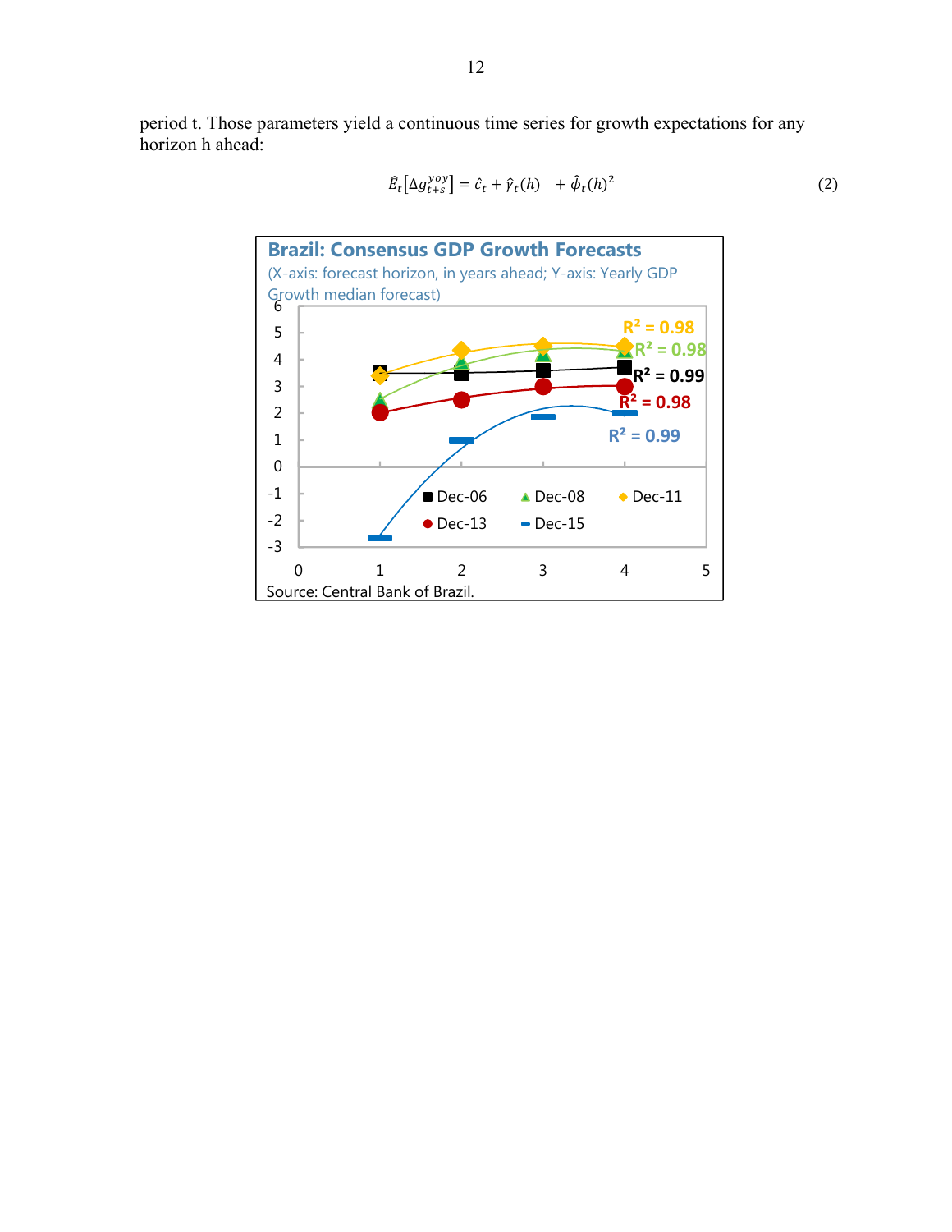period t. Those parameters yield a continuous time series for growth expectations for any horizon h ahead:

$$\hat{E}_t[\Delta g_{t+s}^{yoy}] = \hat{c}_t + \hat{\gamma}_t(h) \quad + \hat{\phi}_t(h)^2 \tag{2}$$

**Brazil: Consensus GDP Growth Forecasts**

(X-axis: forecast horizon, in years ahead; Y-axis: Yearly GDP Growth median forecast)

Source: Central Bank of Brazil.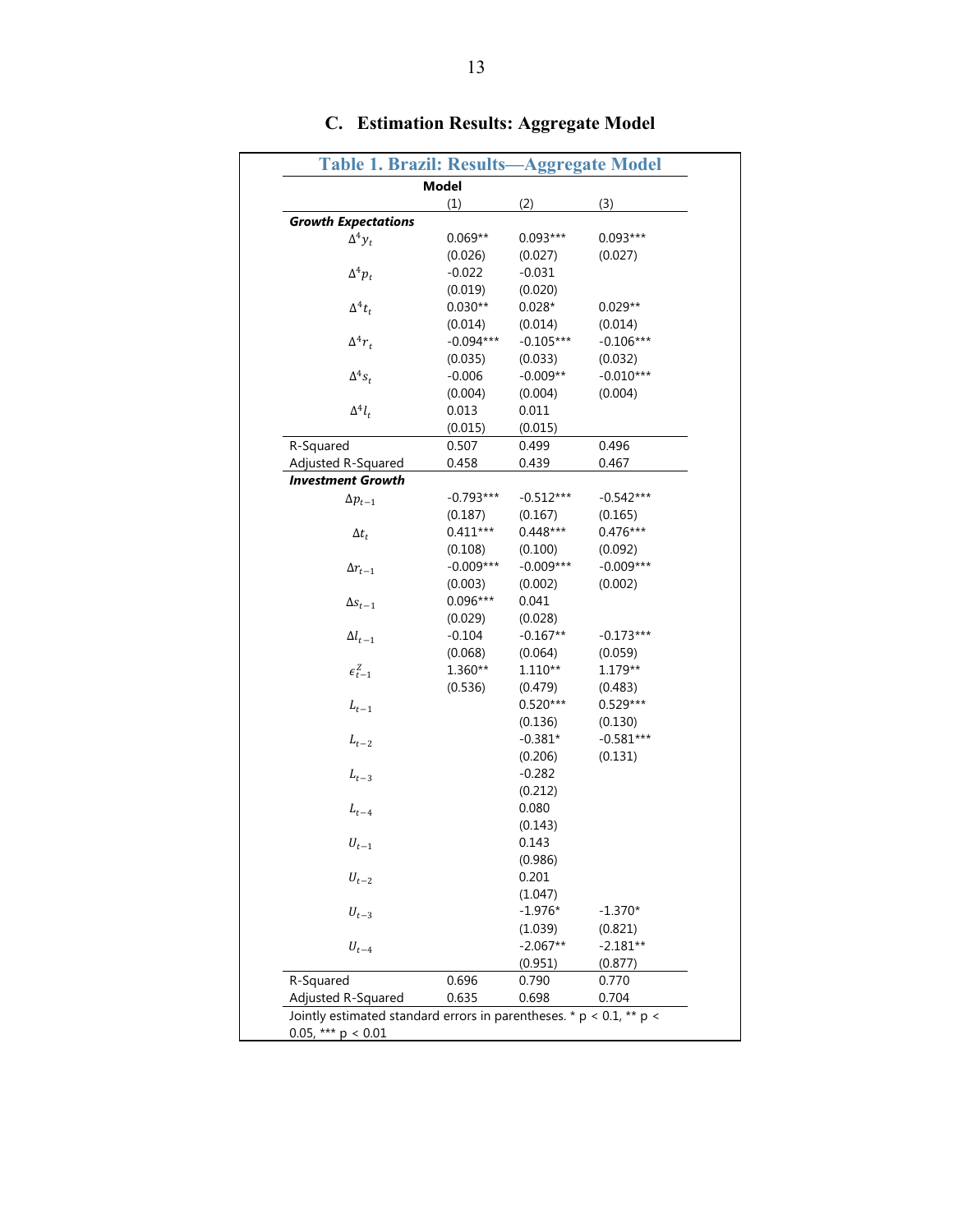## C. Estimation Results: Aggregate Model

**Table 1. Brazil: Results—Aggregate Model**

| | Model | | |
|---|---|---|---|
| | (1) | (2) | (3) |
| ***Growth Expectations*** | | | |
| $\Delta^4 y_t$ | 0.069** | 0.093*** | 0.093*** |
| | (0.026) | (0.027) | (0.027) |
| $\Delta^4 p_t$ | -0.022 | -0.031 | |
| | (0.019) | (0.020) | |
| $\Delta^4 t_t$ | 0.030** | 0.028* | 0.029** |
| | (0.014) | (0.014) | (0.014) |
| $\Delta^4 r_t$ | -0.094*** | -0.105*** | -0.106*** |
| | (0.035) | (0.033) | (0.032) |
| $\Delta^4 s_t$ | -0.006 | -0.009** | -0.010*** |
| | (0.004) | (0.004) | (0.004) |
| $\Delta^4 l_t$ | 0.013 | 0.011 | |
| | (0.015) | (0.015) | |
| R-Squared | 0.507 | 0.499 | 0.496 |
| Adjusted R-Squared | 0.458 | 0.439 | 0.467 |
| ***Investment Growth*** | | | |
| $\Delta p_{t-1}$ | -0.793*** | -0.512*** | -0.542*** |
| | (0.187) | (0.167) | (0.165) |
| $\Delta t_t$ | 0.411*** | 0.448*** | 0.476*** |
| | (0.108) | (0.100) | (0.092) |
| $\Delta r_{t-1}$ | -0.009*** | -0.009*** | -0.009*** |
| | (0.003) | (0.002) | (0.002) |
| $\Delta s_{t-1}$ | 0.096*** | 0.041 | |
| | (0.029) | (0.028) | |
| $\Delta l_{t-1}$ | -0.104 | -0.167** | -0.173*** |
| | (0.068) | (0.064) | (0.059) |
| $\epsilon^Z_{t-1}$ | 1.360** | 1.110** | 1.179** |
| | (0.536) | (0.479) | (0.483) |
| $L_{t-1}$ | | 0.520*** | 0.529*** |
| | | (0.136) | (0.130) |
| $L_{t-2}$ | | -0.381* | -0.581*** |
| | | (0.206) | (0.131) |
| $L_{t-3}$ | | -0.282 | |
| | | (0.212) | |
| $L_{t-4}$ | | 0.080 | |
| | | (0.143) | |
| $U_{t-1}$ | | 0.143 | |
| | | (0.986) | |
| $U_{t-2}$ | | 0.201 | |
| | | (1.047) | |
| $U_{t-3}$ | | -1.976* | -1.370* |
| | | (1.039) | (0.821) |
| $U_{t-4}$ | | -2.067** | -2.181** |
| | | (0.951) | (0.877) |
| R-Squared | 0.696 | 0.790 | 0.770 |
| Adjusted R-Squared | 0.635 | 0.698 | 0.704 |

Jointly estimated standard errors in parentheses. * p < 0.1, ** p < 0.05, *** p < 0.01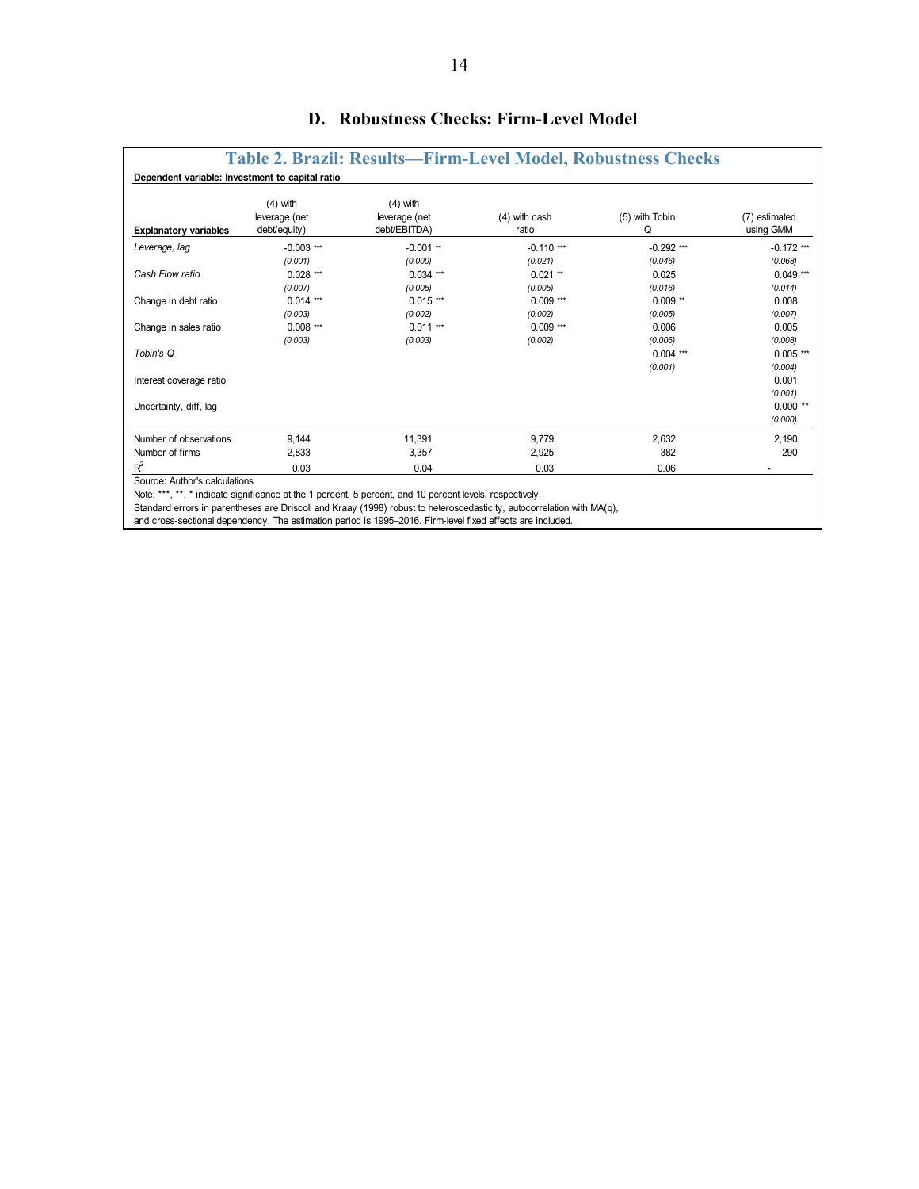## D. Robustness Checks: Firm-Level Model

**Table 2. Brazil: Results—Firm-Level Model, Robustness Checks**

**Dependent variable: Investment to capital ratio**

| **Explanatory variables** | (4) with leverage (net debt/equity) | (4) with leverage (net debt/EBITDA) | (4) with cash ratio | (5) with Tobin Q | (7) estimated using GMM |
|---|---|---|---|---|---|
| *Leverage, lag* | -0.003 *** | -0.001 ** | -0.110 *** | -0.292 *** | -0.172 *** |
| | *(0.001)* | *(0.000)* | *(0.021)* | *(0.046)* | *(0.068)* |
| *Cash Flow ratio* | 0.028 *** | 0.034 *** | 0.021 ** | 0.025 | 0.049 *** |
| | *(0.007)* | *(0.005)* | *(0.005)* | *(0.016)* | *(0.014)* |
| Change in debt ratio | 0.014 *** | 0.015 *** | 0.009 *** | 0.009 ** | 0.008 |
| | *(0.003)* | *(0.002)* | *(0.002)* | *(0.005)* | *(0.007)* |
| Change in sales ratio | 0.008 *** | 0.011 *** | 0.009 *** | 0.006 | 0.005 |
| | *(0.003)* | *(0.003)* | *(0.002)* | *(0.006)* | *(0.008)* |
| *Tobin's Q* | | | | 0.004 *** | 0.005 *** |
| | | | | *(0.001)* | *(0.004)* |
| Interest coverage ratio | | | | | 0.001 |
| | | | | | *(0.001)* |
| Uncertainty, diff, lag | | | | | 0.000 ** |
| | | | | | *(0.000)* |
| Number of observations | 9,144 | 11,391 | 9,779 | 2,632 | 2,190 |
| Number of firms | 2,833 | 3,357 | 2,925 | 382 | 290 |
| $R^2$ | 0.03 | 0.04 | 0.03 | 0.06 | - |

Source: Author's calculations

Note: ***, **, * indicate significance at the 1 percent, 5 percent, and 10 percent levels, respectively.

Standard errors in parentheses are Driscoll and Kraay (1998) robust to heteroscedasticity, autocorrelation with MA(q), and cross-sectional dependency. The estimation period is 1995–2016. Firm-level fixed effects are included.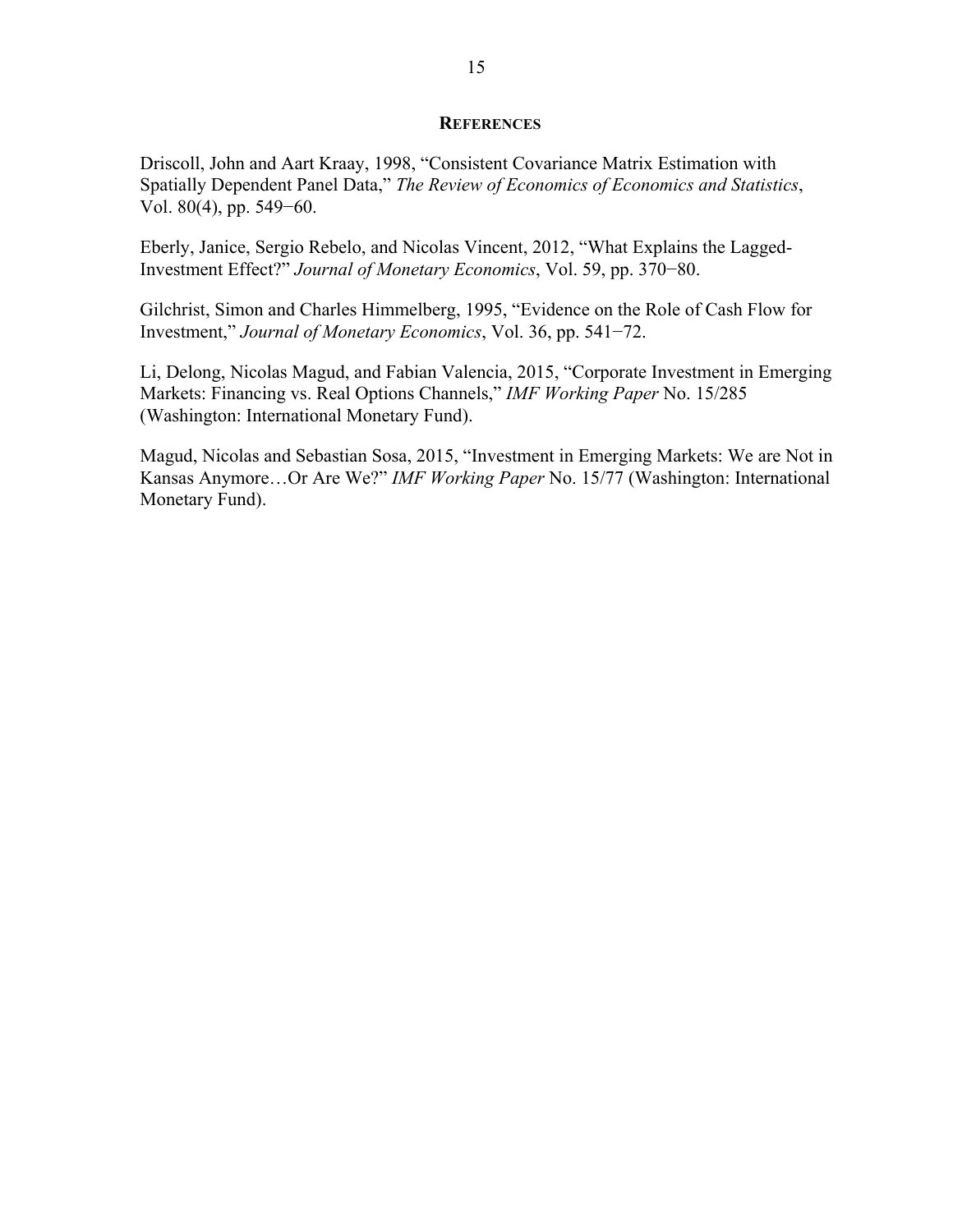## REFERENCES

Driscoll, John and Aart Kraay, 1998, "Consistent Covariance Matrix Estimation with Spatially Dependent Panel Data," *The Review of Economics of Economics and Statistics*, Vol. 80(4), pp. 549−60.

Eberly, Janice, Sergio Rebelo, and Nicolas Vincent, 2012, "What Explains the Lagged-Investment Effect?" *Journal of Monetary Economics*, Vol. 59, pp. 370−80.

Gilchrist, Simon and Charles Himmelberg, 1995, "Evidence on the Role of Cash Flow for Investment," *Journal of Monetary Economics*, Vol. 36, pp. 541−72.

Li, Delong, Nicolas Magud, and Fabian Valencia, 2015, "Corporate Investment in Emerging Markets: Financing vs. Real Options Channels," *IMF Working Paper* No. 15/285 (Washington: International Monetary Fund).

Magud, Nicolas and Sebastian Sosa, 2015, "Investment in Emerging Markets: We are Not in Kansas Anymore…Or Are We?" *IMF Working Paper* No. 15/77 (Washington: International Monetary Fund).